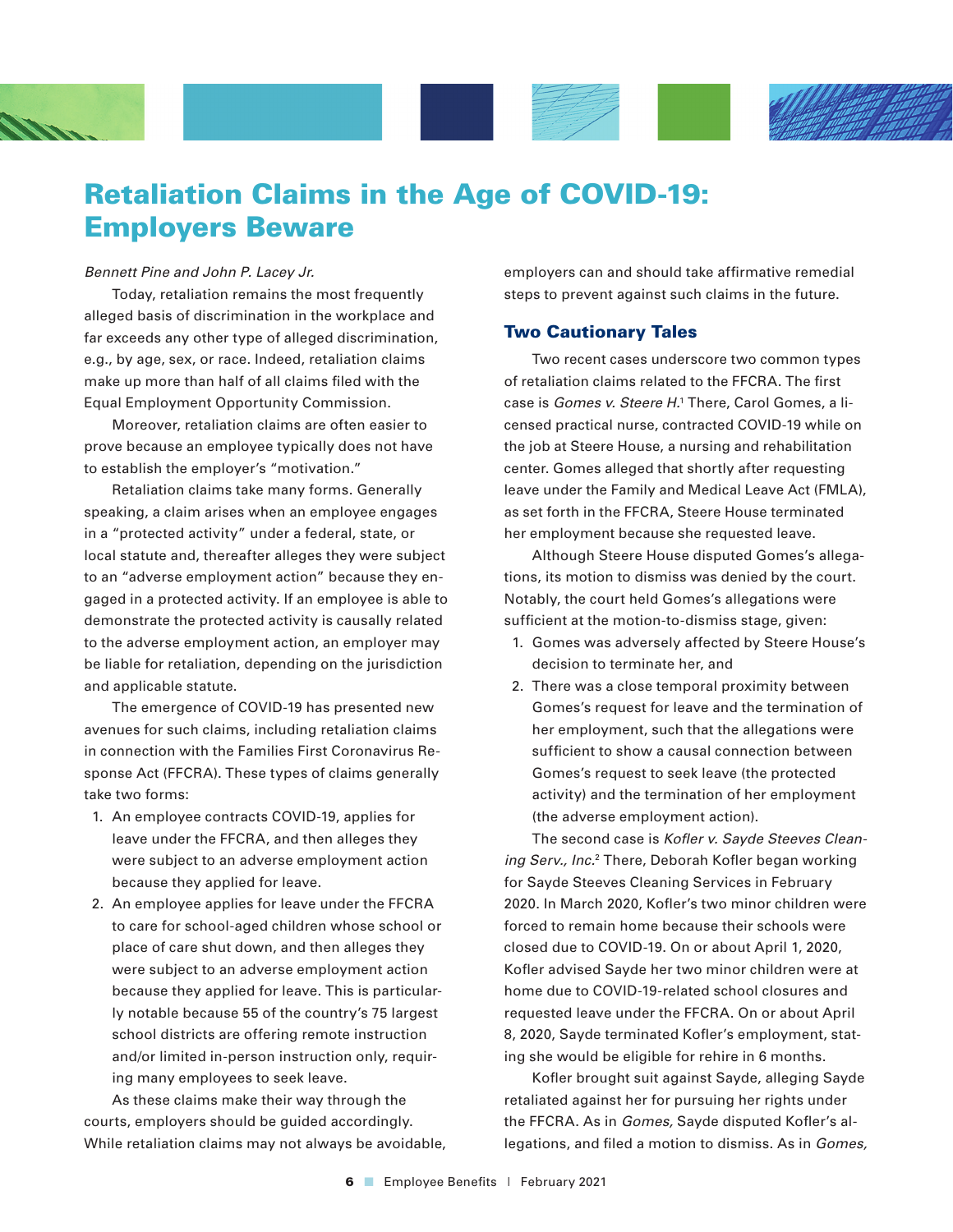# Retaliation Claims in the Age of COVID-19: Employers Beware

*Bennett Pine and John P. Lacey Jr.*

Today, retaliation remains the most frequently alleged basis of discrimination in the workplace and far exceeds any other type of alleged discrimination, e.g., by age, sex, or race. Indeed, retaliation claims make up more than half of all claims filed with the Equal Employment Opportunity Commission.

Moreover, retaliation claims are often easier to prove because an employee typically does not have to establish the employer's "motivation."

Retaliation claims take many forms. Generally speaking, a claim arises when an employee engages in a "protected activity" under a federal, state, or local statute and, thereafter alleges they were subject to an "adverse employment action" because they engaged in a protected activity. If an employee is able to demonstrate the protected activity is causally related to the adverse employment action, an employer may be liable for retaliation, depending on the jurisdiction and applicable statute.

The emergence of COVID-19 has presented new avenues for such claims, including retaliation claims in connection with the Families First Coronavirus Response Act (FFCRA). These types of claims generally take two forms:

1. An employee contracts COVID-19, applies for leave under the FFCRA, and then alleges they were subject to an adverse employment action because they applied for leave.
2. An employee applies for leave under the FFCRA to care for school-aged children whose school or place of care shut down, and then alleges they were subject to an adverse employment action because they applied for leave. This is particularly notable because 55 of the country's 75 largest school districts are offering remote instruction and/or limited in-person instruction only, requiring many employees to seek leave.

As these claims make their way through the courts, employers should be guided accordingly. While retaliation claims may not always be avoidable, employers can and should take affirmative remedial steps to prevent against such claims in the future.

## Two Cautionary Tales

Two recent cases underscore two common types of retaliation claims related to the FFCRA. The first case is *Gomes v. Steere H.*[1] There, Carol Gomes, a licensed practical nurse, contracted COVID-19 while on the job at Steere House, a nursing and rehabilitation center. Gomes alleged that shortly after requesting leave under the Family and Medical Leave Act (FMLA), as set forth in the FFCRA, Steere House terminated her employment because she requested leave.

Although Steere House disputed Gomes's allegations, its motion to dismiss was denied by the court. Notably, the court held Gomes's allegations were sufficient at the motion-to-dismiss stage, given:

1. Gomes was adversely affected by Steere House's decision to terminate her, and
2. There was a close temporal proximity between Gomes's request for leave and the termination of her employment, such that the allegations were sufficient to show a causal connection between Gomes's request to seek leave (the protected activity) and the termination of her employment (the adverse employment action).

The second case is *Kofler v. Sayde Steeves Cleaning Serv., Inc.*[2] There, Deborah Kofler began working for Sayde Steeves Cleaning Services in February 2020. In March 2020, Kofler's two minor children were forced to remain home because their schools were closed due to COVID-19. On or about April 1, 2020, Kofler advised Sayde her two minor children were at home due to COVID-19-related school closures and requested leave under the FFCRA. On or about April 8, 2020, Sayde terminated Kofler's employment, stating she would be eligible for rehire in 6 months.

Kofler brought suit against Sayde, alleging Sayde retaliated against her for pursuing her rights under the FFCRA. As in *Gomes,* Sayde disputed Kofler's allegations, and filed a motion to dismiss. As in *Gomes,*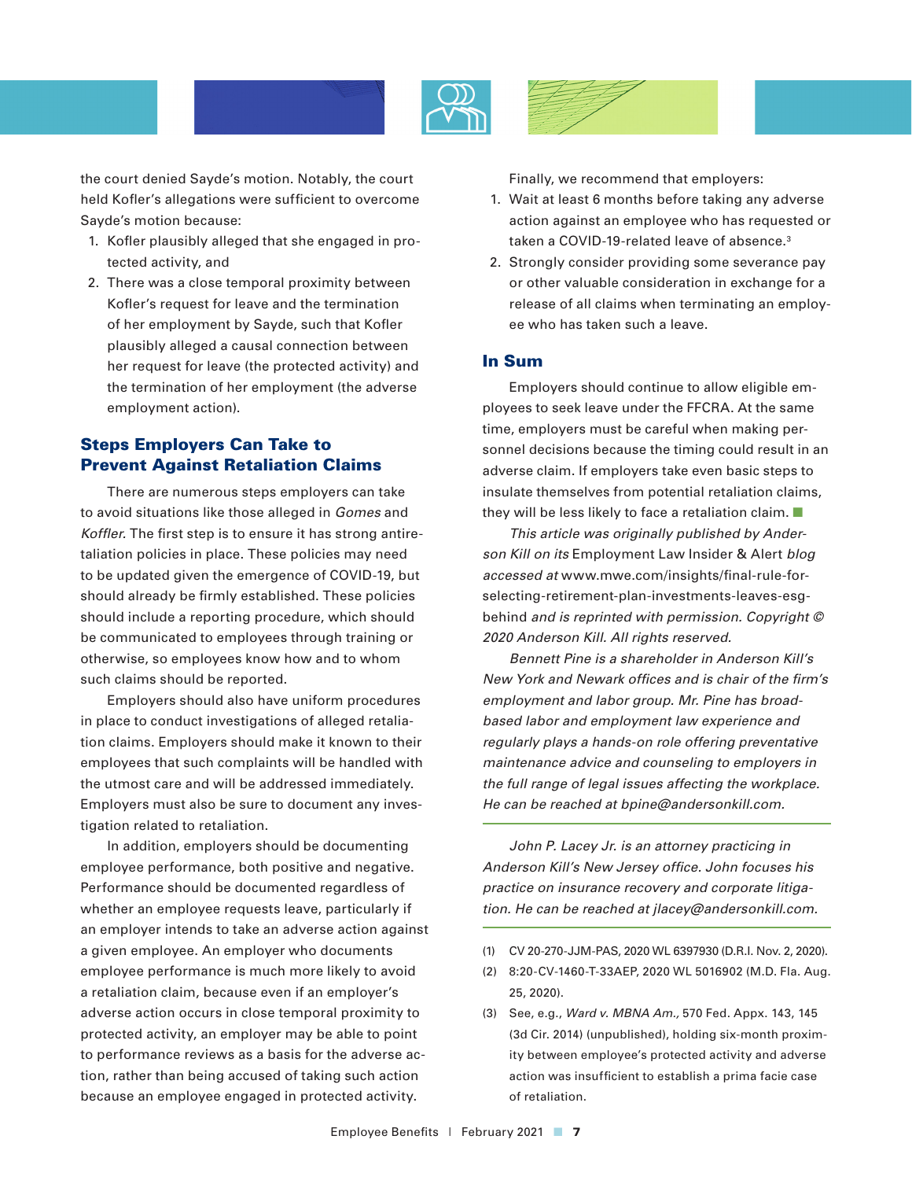the court denied Sayde's motion. Notably, the court held Kofler's allegations were sufficient to overcome Sayde's motion because:

1. Kofler plausibly alleged that she engaged in protected activity, and
2. There was a close temporal proximity between Kofler's request for leave and the termination of her employment by Sayde, such that Kofler plausibly alleged a causal connection between her request for leave (the protected activity) and the termination of her employment (the adverse employment action).

## Steps Employers Can Take to Prevent Against Retaliation Claims

There are numerous steps employers can take to avoid situations like those alleged in *Gomes* and *Koffler.* The first step is to ensure it has strong antiretaliation policies in place. These policies may need to be updated given the emergence of COVID-19, but should already be firmly established. These policies should include a reporting procedure, which should be communicated to employees through training or otherwise, so employees know how and to whom such claims should be reported.

Employers should also have uniform procedures in place to conduct investigations of alleged retaliation claims. Employers should make it known to their employees that such complaints will be handled with the utmost care and will be addressed immediately. Employers must also be sure to document any investigation related to retaliation.

In addition, employers should be documenting employee performance, both positive and negative. Performance should be documented regardless of whether an employee requests leave, particularly if an employer intends to take an adverse action against a given employee. An employer who documents employee performance is much more likely to avoid a retaliation claim, because even if an employer's adverse action occurs in close temporal proximity to protected activity, an employer may be able to point to performance reviews as a basis for the adverse action, rather than being accused of taking such action because an employee engaged in protected activity.

Finally, we recommend that employers:

1. Wait at least 6 months before taking any adverse action against an employee who has requested or taken a COVID-19-related leave of absence.[3]
2. Strongly consider providing some severance pay or other valuable consideration in exchange for a release of all claims when terminating an employee who has taken such a leave.

## In Sum

Employers should continue to allow eligible employees to seek leave under the FFCRA. At the same time, employers must be careful when making personnel decisions because the timing could result in an adverse claim. If employers take even basic steps to insulate themselves from potential retaliation claims, they will be less likely to face a retaliation claim.

*This article was originally published by Anderson Kill on its* Employment Law Insider & Alert *blog accessed at* www.mwe.com/insights/final-rule-for-selecting-retirement-plan-investments-leaves-esg-behind *and is reprinted with permission. Copyright © 2020 Anderson Kill. All rights reserved.*

*Bennett Pine is a shareholder in Anderson Kill's New York and Newark offices and is chair of the firm's employment and labor group. Mr. Pine has broad-based labor and employment law experience and regularly plays a hands-on role offering preventative maintenance advice and counseling to employers in the full range of legal issues affecting the workplace. He can be reached at bpine@andersonkill.com.*

*John P. Lacey Jr. is an attorney practicing in Anderson Kill's New Jersey office. John focuses his practice on insurance recovery and corporate litigation. He can be reached at jlacey@andersonkill.com.*

(1) CV 20-270-JJM-PAS, 2020 WL 6397930 (D.R.I. Nov. 2, 2020).

(2) 8:20-CV-1460-T-33AEP, 2020 WL 5016902 (M.D. Fla. Aug. 25, 2020).

(3) See, e.g., *Ward v. MBNA Am.,* 570 Fed. Appx. 143, 145 (3d Cir. 2014) (unpublished), holding six-month proximity between employee's protected activity and adverse action was insufficient to establish a prima facie case of retaliation.